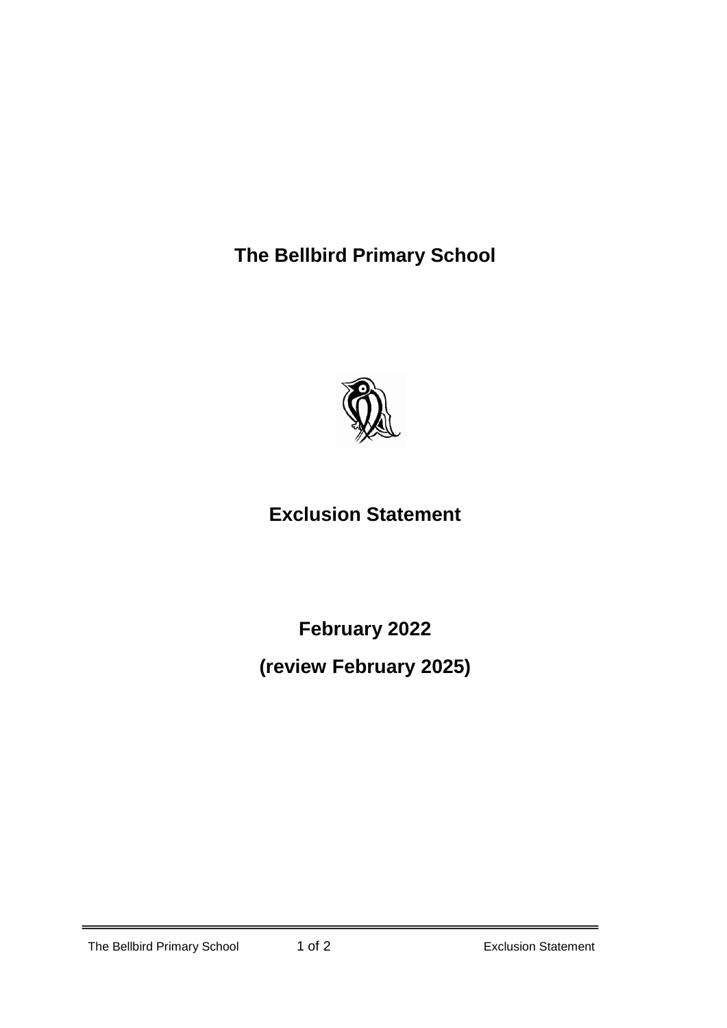# The Bellbird Primary School

# Exclusion Statement

**February 2022**

**(review February 2025)**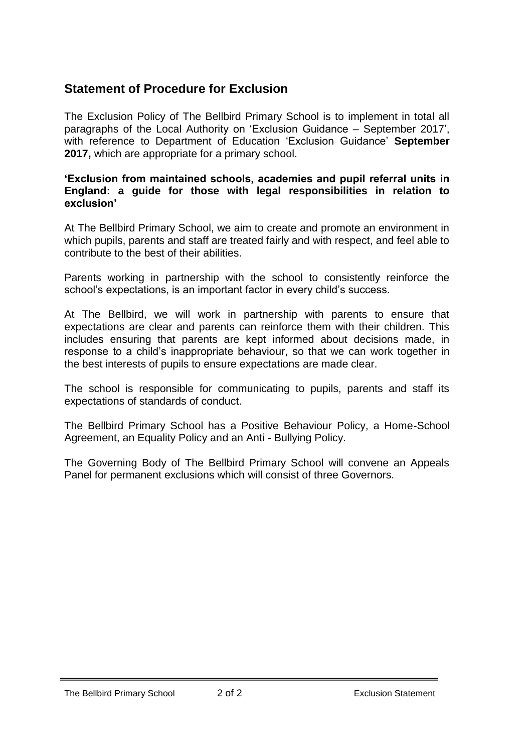## Statement of Procedure for Exclusion

The Exclusion Policy of The Bellbird Primary School is to implement in total all paragraphs of the Local Authority on 'Exclusion Guidance – September 2017', with reference to Department of Education 'Exclusion Guidance' **September 2017,** which are appropriate for a primary school.

**'Exclusion from maintained schools, academies and pupil referral units in England: a guide for those with legal responsibilities in relation to exclusion'**

At The Bellbird Primary School, we aim to create and promote an environment in which pupils, parents and staff are treated fairly and with respect, and feel able to contribute to the best of their abilities.

Parents working in partnership with the school to consistently reinforce the school's expectations, is an important factor in every child's success.

At The Bellbird, we will work in partnership with parents to ensure that expectations are clear and parents can reinforce them with their children. This includes ensuring that parents are kept informed about decisions made, in response to a child's inappropriate behaviour, so that we can work together in the best interests of pupils to ensure expectations are made clear.

The school is responsible for communicating to pupils, parents and staff its expectations of standards of conduct.

The Bellbird Primary School has a Positive Behaviour Policy, a Home-School Agreement, an Equality Policy and an Anti - Bullying Policy.

The Governing Body of The Bellbird Primary School will convene an Appeals Panel for permanent exclusions which will consist three Governors.